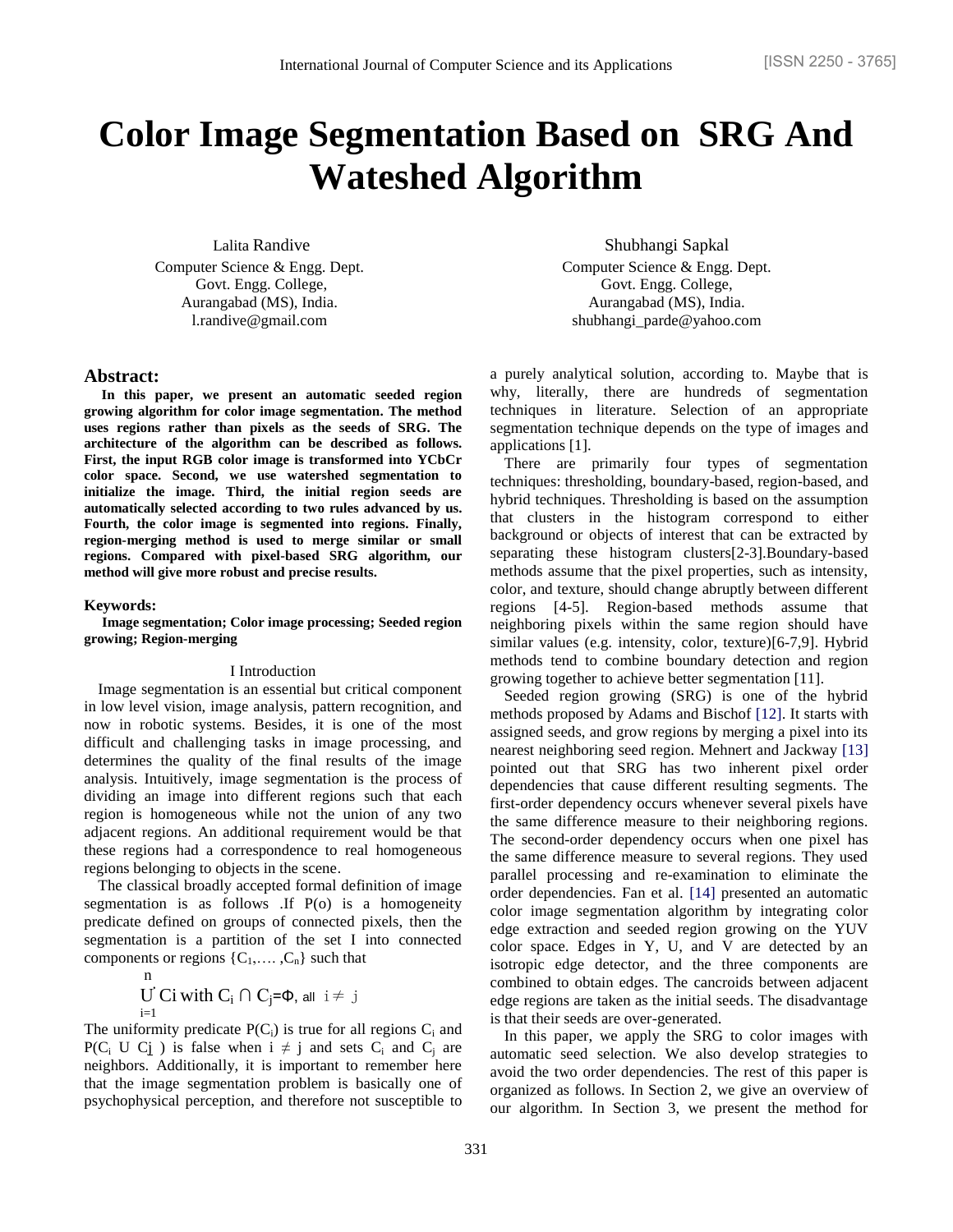# Color Image Segmentation Based on SRG And Wateshed Algorithm

Lalita Randive
Computer Science & Engg. Dept.
Govt. Engg. College,
Aurangabad (MS), India.
l.randive@gmail.com

Shubhangi Sapkal
Computer Science & Engg. Dept.
Govt. Engg. College,
Aurangabad (MS), India.
shubhangi_parde@yahoo.com

## Abstract:

**In this paper, we present an automatic seeded region growing algorithm for color image segmentation. The method uses regions rather than pixels as the seeds of SRG. The architecture of the algorithm can be described as follows. First, the input RGB color image is transformed into YCbCr color space. Second, we use watershed segmentation to initialize the image. Third, the initial region seeds are automatically selected according to two rules advanced by us. Fourth, the color image is segmented into regions. Finally, region-merging method is used to merge similar or small regions. Compared with pixel-based SRG algorithm, our method will give more robust and precise results.**

## Keywords:

**Image segmentation; Color image processing; Seeded region growing; Region-merging**

## I Introduction

Image segmentation is an essential but critical component in low level vision, image analysis, pattern recognition, and now in robotic systems. Besides, it is one of the most difficult and challenging tasks in image processing, and determines the quality of the final results of the image analysis. Intuitively, image segmentation is the process of dividing an image into different regions such that each region is homogeneous while not the union of any two adjacent regions. An additional requirement would be that these regions had a correspondence to real homogeneous regions belonging to objects in the scene.

The classical broadly accepted formal definition of image segmentation is as follows .If P(o) is a homogeneity predicate defined on groups of connected pixels, then the segmentation is a partition of the set I into connected components or regions $\{C_1,\ldots,C_n\}$ such that

$$\bigcup_{i=1}^{n} C_i \text{ with } C_i \cap C_j = \Phi, \text{ all } i \neq j$$

The uniformity predicate $P(C_i)$ is true for all regions $C_i$ and $P(C_i \cup C_j)$ is false when $i \neq j$ and sets $C_i$ and $C_j$ are neighbors. Additionally, it is important to remember here that the image segmentation problem is basically one of psychophysical perception, and therefore not susceptible to a purely analytical solution, according to. Maybe that is why, literally, there are hundreds of segmentation techniques in literature. Selection of an appropriate segmentation technique depends on the type of images and applications [1].

There are primarily four types of segmentation techniques: thresholding, boundary-based, region-based, and hybrid techniques. Thresholding is based on the assumption that clusters in the histogram correspond to either background or objects of interest that can be extracted by separating these histogram clusters[2-3].Boundary-based methods assume that the pixel properties, such as intensity, color, and texture, should change abruptly between different regions [4-5]. Region-based methods assume that neighboring pixels within the same region should have similar values (e.g. intensity, color, texture)[6-7,9]. Hybrid methods tend to combine boundary detection and region growing together to achieve better segmentation [11].

Seeded region growing (SRG) is one of the hybrid methods proposed by Adams and Bischof [12]. It starts with assigned seeds, and grow regions by merging a pixel into its nearest neighboring seed region. Mehnert and Jackway [13] pointed out that SRG has two inherent pixel order dependencies that cause different resulting segments. The first-order dependency occurs whenever several pixels have the same difference measure to their neighboring regions. The second-order dependency occurs when one pixel has the same difference measure to several regions. They used parallel processing and re-examination to eliminate the order dependencies. Fan et al. [14] presented an automatic color image segmentation algorithm by integrating color edge extraction and seeded region growing on the YUV color space. Edges in Y, U, and V are detected by an isotropic edge detector, and the three components are combined to obtain edges. The cancroids between adjacent edge regions are taken as the initial seeds. The disadvantage is that their seeds are over-generated.

In this paper, we apply the SRG to color images with automatic seed selection. We also develop strategies to avoid the two order dependencies. The rest of this paper is organized as follows. In Section 2, we give an overview of our algorithm. In Section 3, we present the method for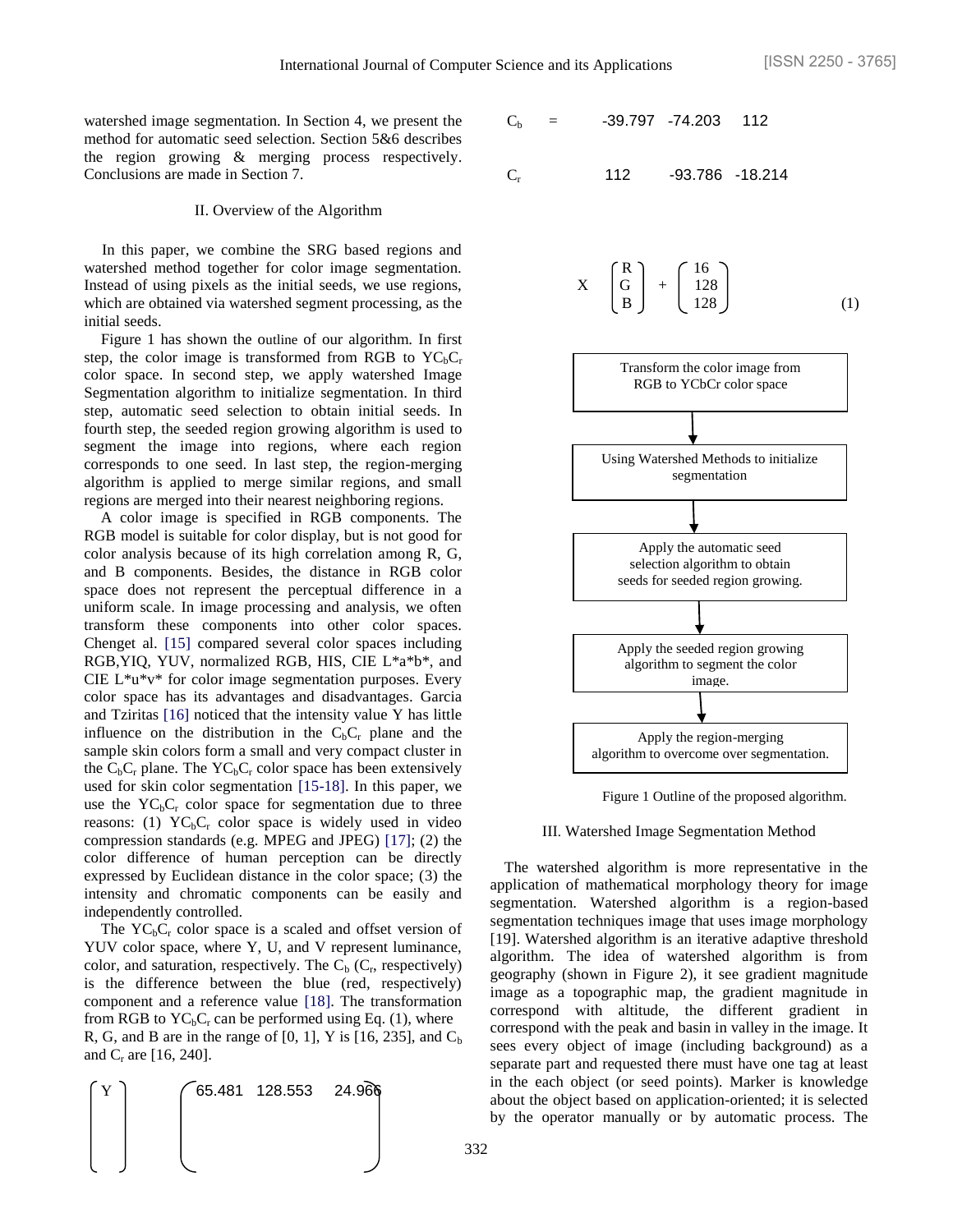watershed image segmentation. In Section 4, we present the method for automatic seed selection. Section 5&6 describes the region growing & merging process respectively. Conclusions are made in Section 7.

## II. Overview of the Algorithm

In this paper, we combine the SRG based regions and watershed method together for color image segmentation. Instead of using pixels as the initial seeds, we use regions, which are obtained via watershed segment processing, as the initial seeds.

Figure 1 has shown the outline of our algorithm. In first step, the color image is transformed from RGB to $YC_bC_r$ color space. In second step, we apply watershed Image Segmentation algorithm to initialize segmentation. In third step, automatic seed selection to obtain initial seeds. In fourth step, the seeded region growing algorithm is used to segment the image into regions, where each region corresponds to one seed. In last step, the region-merging algorithm is applied to merge similar regions, and small regions are merged into their nearest neighboring regions.

A color image is specified in RGB components. The RGB model is suitable for color display, but is not good for color analysis because of its high correlation among R, G, and B components. Besides, the distance in RGB color space does not represent the perceptual difference in a uniform scale. In image processing and analysis, we often transform these components into other color spaces. Chenget al. [15] compared several color spaces including RGB,YIQ, YUV, normalized RGB, HIS, CIE L\*a\*b\*, and CIE L\*u\*v\* for color image segmentation purposes. Every color space has its advantages and disadvantages. Garcia and Tziritas [16] noticed that the intensity value Y has little influence on the distribution in the $C_bC_r$ plane and the sample skin colors form a small and very compact cluster in the $C_bC_r$ plane. The $YC_bC_r$ color space has been extensively used for skin color segmentation [15-18]. In this paper, we use the $YC_bC_r$ color space for segmentation due to three reasons: (1) $YC_bC_r$ color space is widely used in video compression standards (e.g. MPEG and JPEG) [17]; (2) the color difference of human perception can be directly expressed by Euclidean distance in the color space; (3) the intensity and chromatic components can be easily and independently controlled.

The $YC_bC_r$ color space is a scaled and offset version of YUV color space, where Y, U, and V represent luminance, color, and saturation, respectively. The $C_b$ ($C_r$, respectively) is the difference between the blue (red, respectively) component and a reference value [18]. The transformation from RGB to $YC_bC_r$ can be performed using Eq. (1), where R, G, and B are in the range of [0, 1], Y is [16, 235], and $C_b$ and $C_r$ are [16, 240].

$$
\begin{pmatrix} Y \\ C_b \\ C_r \end{pmatrix} = \begin{pmatrix} 65.481 & 128.553 & 24.966 \\ -39.797 & -74.203 & 112 \\ 112 & -93.786 & -18.214 \end{pmatrix} \times \begin{pmatrix} R \\ G \\ B \end{pmatrix} + \begin{pmatrix} 16 \\ 128 \\ 128 \end{pmatrix} \quad (1)
$$

Transform the color image from RGB to YCbCr color space
→ Using Watershed Methods to initialize segmentation
→ Apply the automatic seed selection algorithm to obtain seeds for seeded region growing.
→ Apply the seeded region growing algorithm to segment the color image.
→ Apply the region-merging algorithm to overcome over segmentation.

Figure 1 Outline of the proposed algorithm.

## III. Watershed Image Segmentation Method

The watershed algorithm is more representative in the application of mathematical morphology theory for image segmentation. Watershed algorithm is a region-based segmentation techniques image that uses image morphology [19]. Watershed algorithm is an iterative adaptive threshold algorithm. The idea of watershed algorithm is from geography (shown in Figure 2), it see gradient magnitude image as a topographic map, the gradient magnitude in correspond with altitude, the different gradient in correspond with the peak and basin in valley in the image. It sees every object of image (including background) as a separate part and requested there must have one tag at least in the each object (or seed points). Marker is knowledge about the object based on application-oriented; it is selected by the operator manually or by automatic process. The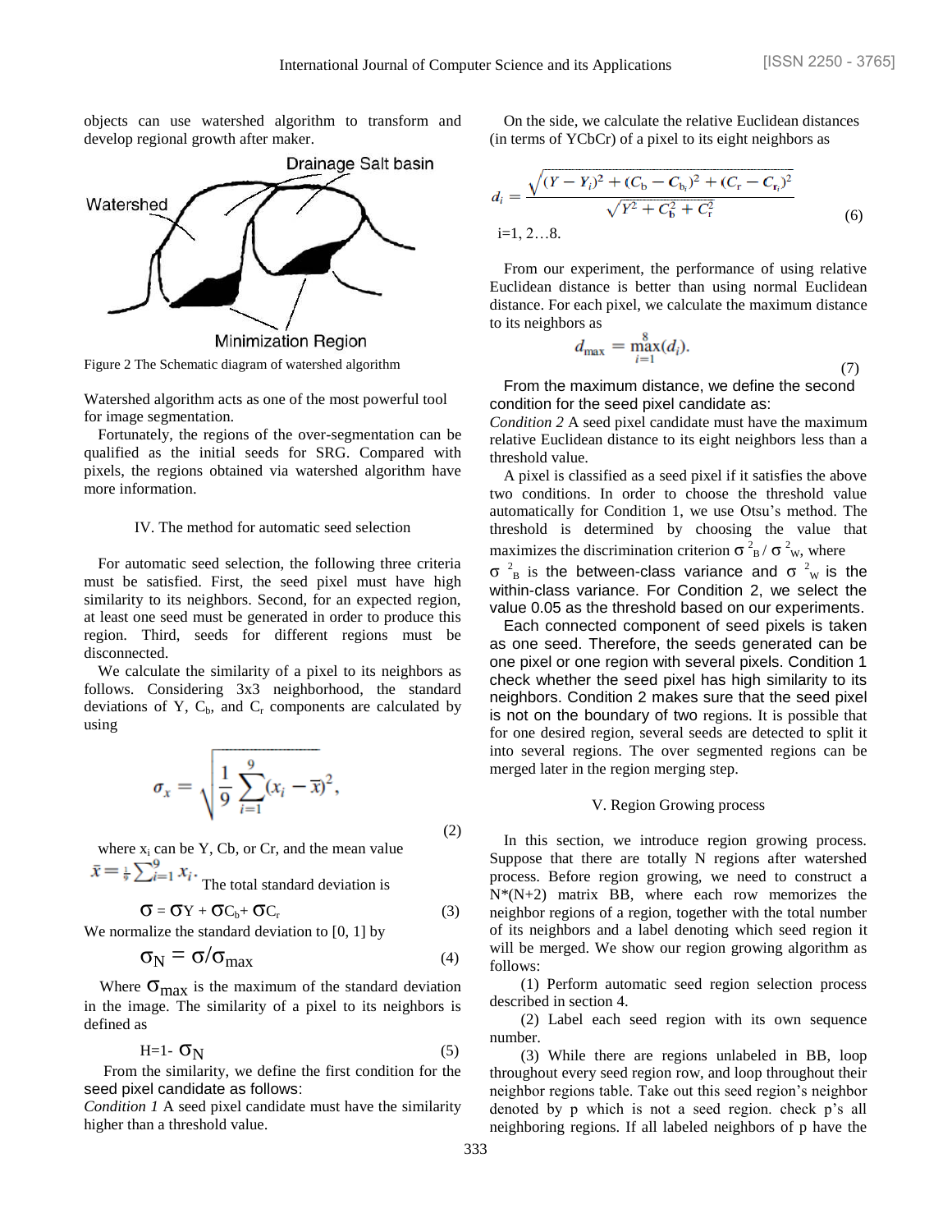objects can use watershed algorithm to transform and develop regional growth after maker.

Figure 2 The Schematic diagram of watershed algorithm

Watershed algorithm acts as one of the most powerful tool for image segmentation.

Fortunately, the regions of the over-segmentation can be qualified as the initial seeds for SRG. Compared with pixels, the regions obtained via watershed algorithm have more information.

## IV. The method for automatic seed selection

For automatic seed selection, the following three criteria must be satisfied. First, the seed pixel must have high similarity to its neighbors. Second, for an expected region, at least one seed must be generated in order to produce this region. Third, seeds for different regions must be disconnected.

We calculate the similarity of a pixel to its neighbors as follows. Considering 3x3 neighborhood, the standard deviations of Y, $C_b$, and $C_r$ components are calculated by using

$$\sigma_x = \sqrt{\frac{1}{9}\sum_{i=1}^{9}(x_i - \overline{x})^2}, \tag{2}$$

where $x_i$ can be Y, Cb, or Cr, and the mean value $\bar{x} = \frac{1}{9}\sum_{i=1}^{9} x_i$. The total standard deviation is

$$\sigma = \sigma_Y + \sigma_{C_b} + \sigma_{C_r} \tag{3}$$

We normalize the standard deviation to [0, 1] by

$$\sigma_N = \sigma/\sigma_{max} \tag{4}$$

Where $\sigma_{max}$ is the maximum of the standard deviation in the image. The similarity of a pixel to its neighbors is defined as

$$H = 1 - \sigma_N \tag{5}$$

From the similarity, we define the first condition for the seed pixel candidate as follows:

*Condition 1* A seed pixel candidate must have the similarity higher than a threshold value.

On the side, we calculate the relative Euclidean distances (in terms of YCbCr) of a pixel to its eight neighbors as

$$d_i = \frac{\sqrt{(Y - Y_i)^2 + (C_b - C_{b_i})^2 + (C_r - C_{r_i})^2}}{\sqrt{Y^2 + C_b^2 + C_r^2}} \tag{6}$$

i=1, 2…8.

From our experiment, the performance of using relative Euclidean distance is better than using normal Euclidean distance. For each pixel, we calculate the maximum distance to its neighbors as

$$d_{max} = \max_{i=1}^{8}(d_i). \tag{7}$$

From the maximum distance, we define the second condition for the seed pixel candidate as:

*Condition 2* A seed pixel candidate must have the maximum relative Euclidean distance to its eight neighbors less than a threshold value.

A pixel is classified as a seed pixel if it satisfies the above two conditions. In order to choose the threshold value automatically for Condition 1, we use Otsu's method. The threshold is determined by choosing the value that maximizes the discrimination criterion $\sigma^2_B / \sigma^2_W$, where $\sigma^2_B$ is the between-class variance and $\sigma^2_W$ is the within-class variance. For Condition 2, we select the value 0.05 as the threshold based on our experiments.

Each connected component of seed pixels is taken as one seed. Therefore, the seeds generated can be one pixel or one region with several pixels. Condition 1 check whether the seed pixel has high similarity to its neighbors. Condition 2 makes sure that the seed pixel is not on the boundary of two regions. It is possible that for one desired region, several seeds are detected to split it into several regions. The over segmented regions can be merged later in the region merging step.

## V. Region Growing process

In this section, we introduce region growing process. Suppose that there are totally N regions after watershed process. Before region growing, we need to construct a N*(N+2) matrix BB, where each row memorizes the neighbor regions of a region, together with the total number of its neighbors and a label denoting which seed region it will be merged. We show our region growing algorithm as follows:

(1) Perform automatic seed region selection process described in section 4.

(2) Label each seed region with its own sequence number.

(3) While there are regions unlabeled in BB, loop throughout every seed region row, and loop throughout their neighbor regions table. Take out this seed region's neighbor denoted by p which is not a seed region. check p's all neighboring regions. If all labeled neighbors of p have the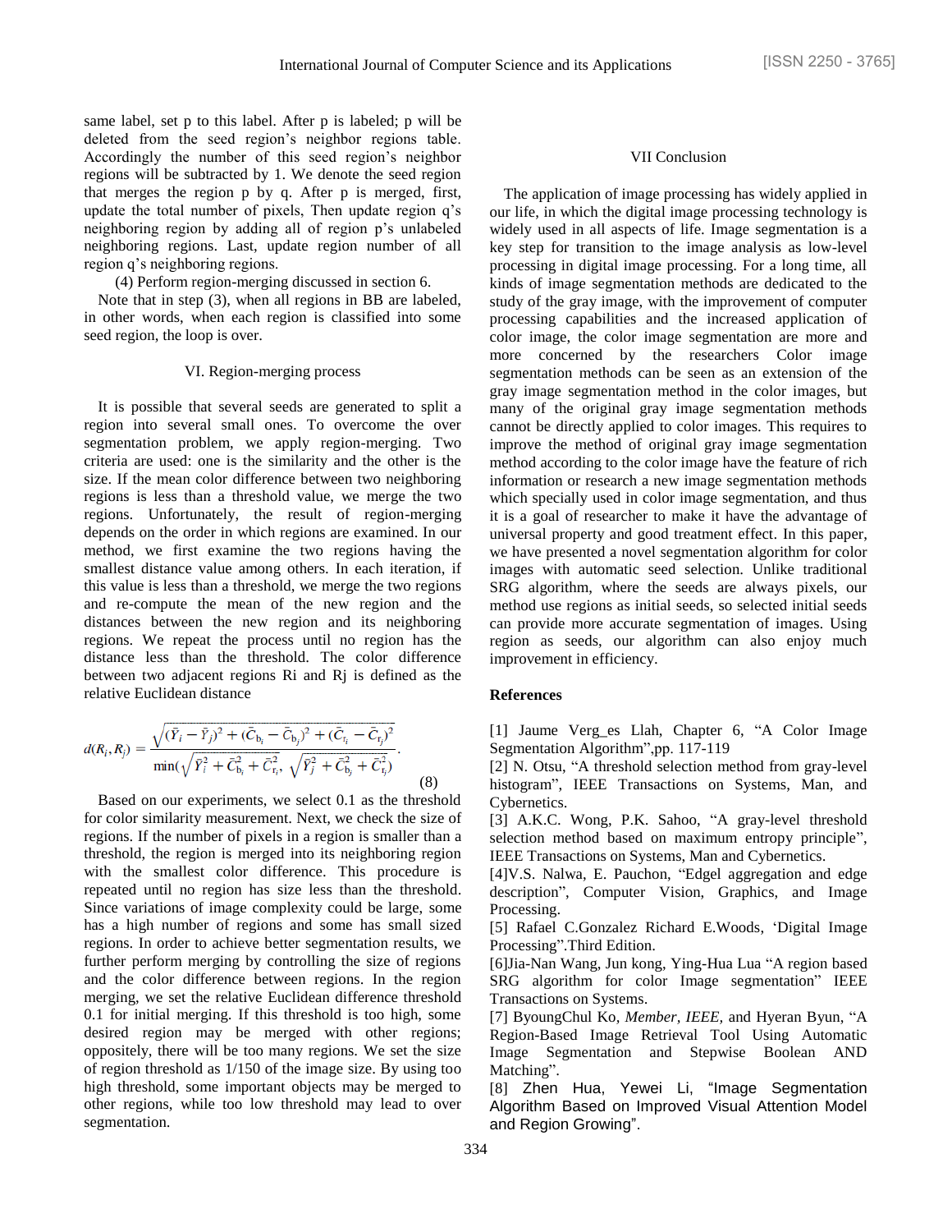same label, set p to this label. After p is labeled; p will be deleted from the seed region's neighbor regions table. Accordingly the number of this seed region's neighbor regions will be subtracted by 1. We denote the seed region that merges the region p by q. After p is merged, first, update the total number of pixels, Then update region q's neighboring region by adding all of region p's unlabeled neighboring regions. Last, update region number of all region q's neighboring regions.

(4) Perform region-merging discussed in section 6.

Note that in step (3), when all regions in BB are labeled, in other words, when each region is classified into some seed region, the loop is over.

## VI. Region-merging process

It is possible that several seeds are generated to split a region into several small ones. To overcome the over segmentation problem, we apply region-merging. Two criteria are used: one is the similarity and the other is the size. If the mean color difference between two neighboring regions is less than a threshold value, we merge the two regions. Unfortunately, the result of region-merging depends on the order in which regions are examined. In our method, we first examine the two regions having the smallest distance value among others. In each iteration, if this value is less than a threshold, we merge the two regions and re-compute the mean of the new region and the distances between the new region and its neighboring regions. We repeat the process until no region has the distance less than the threshold. The color difference between two adjacent regions Ri and Rj is defined as the relative Euclidean distance

$$d(R_i, R_j) = \frac{\sqrt{(\bar{Y}_i - \bar{Y}_j)^2 + (\bar{C}_{b_i} - \bar{C}_{b_j})^2 + (\bar{C}_{r_i} - \bar{C}_{r_j})^2}}{\min(\sqrt{\bar{Y}_i^2 + \bar{C}_{b_i}^2 + \bar{C}_{r_i}^2}, \sqrt{\bar{Y}_j^2 + \bar{C}_{b_j}^2 + \bar{C}_{r_j}^2})}. \quad (8)$$

Based on our experiments, we select 0.1 as the threshold for color similarity measurement. Next, we check the size of regions. If the number of pixels in a region is smaller than a threshold, the region is merged into its neighboring region with the smallest color difference. This procedure is repeated until no region has size less than the threshold. Since variations of image complexity could be large, some has a high number of regions and some has small sized regions. In order to achieve better segmentation results, we further perform merging by controlling the size of regions and the color difference between regions. In the region merging, we set the relative Euclidean difference threshold 0.1 for initial merging. If this threshold is too high, some desired region may be merged with other regions; oppositely, there will be too many regions. We set the size of region threshold as 1/150 of the image size. By using too high threshold, some important objects may be merged to other regions, while too low threshold may lead to over segmentation.

## VII Conclusion

The application of image processing has widely applied in our life, in which the digital image processing technology is widely used in all aspects of life. Image segmentation is a key step for transition to the image analysis as low-level processing in digital image processing. For a long time, all kinds of image segmentation methods are dedicated to the study of the gray image, with the improvement of computer processing capabilities and the increased application of color image, the color image segmentation are more and more concerned by the researchers Color image segmentation methods can be seen as an extension of the gray image segmentation method in the color images, but many of the original gray image segmentation methods cannot be directly applied to color images. This requires to improve the method of original gray image segmentation method according to the color image have the feature of rich information or research a new image segmentation methods which specially used in color image segmentation, and thus it is a goal of researcher to make it have the advantage of universal property and good treatment effect. In this paper, we have presented a novel segmentation algorithm for color images with automatic seed selection. Unlike traditional SRG algorithm, where the seeds are always pixels, our method use regions as initial seeds, so selected initial seeds can provide more accurate segmentation of images. Using region as seeds, our algorithm can also enjoy much improvement in efficiency.

## References

[1] Jaume Verg_es Llah, Chapter 6, "A Color Image Segmentation Algorithm",pp. 117-119

[2] N. Otsu, "A threshold selection method from gray-level histogram", IEEE Transactions on Systems, Man, and Cybernetics.

[3] A.K.C. Wong, P.K. Sahoo, "A gray-level threshold selection method based on maximum entropy principle", IEEE Transactions on Systems, Man and Cybernetics.

[4]V.S. Nalwa, E. Pauchon, "Edgel aggregation and edge description", Computer Vision, Graphics, and Image Processing.

[5] Rafael C.Gonzalez Richard E.Woods, 'Digital Image Processing".Third Edition.

[6]Jia-Nan Wang, Jun kong, Ying-Hua Lua "A region based SRG algorithm for color Image segmentation" IEEE Transactions on Systems.

[7] ByoungChul Ko, *Member, IEEE,* and Hyeran Byun, "A Region-Based Image Retrieval Tool Using Automatic Image Segmentation and Stepwise Boolean AND Matching".

[8] Zhen Hua, Yewei Li, "Image Segmentation Algorithm Based on Improved Visual Attention Model and Region Growing".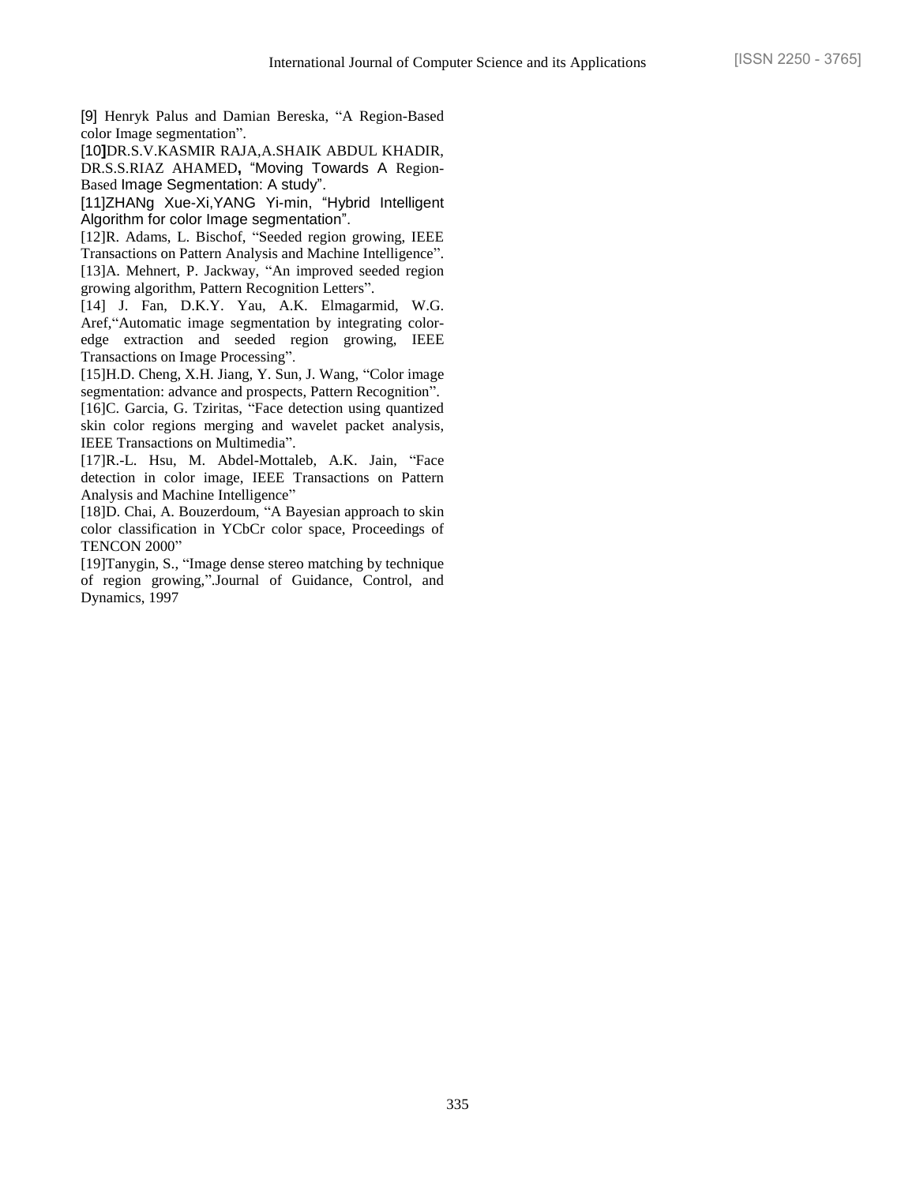[9] Henryk Palus and Damian Bereska, "A Region-Based color Image segmentation".

[10]DR.S.V.KASMIR RAJA,A.SHAIK ABDUL KHADIR, DR.S.S.RIAZ AHAMED, "Moving Towards A Region-Based Image Segmentation: A study".

[11]ZHANg Xue-Xi,YANG Yi-min, "Hybrid Intelligent Algorithm for color Image segmentation".

[12]R. Adams, L. Bischof, "Seeded region growing, IEEE Transactions on Pattern Analysis and Machine Intelligence".

[13]A. Mehnert, P. Jackway, "An improved seeded region growing algorithm, Pattern Recognition Letters".

[14] J. Fan, D.K.Y. Yau, A.K. Elmagarmid, W.G. Aref,"Automatic image segmentation by integrating color-edge extraction and seeded region growing, IEEE Transactions on Image Processing".

[15]H.D. Cheng, X.H. Jiang, Y. Sun, J. Wang, "Color image segmentation: advance and prospects, Pattern Recognition".

[16]C. Garcia, G. Tziritas, "Face detection using quantized skin color regions merging and wavelet packet analysis, IEEE Transactions on Multimedia".

[17]R.-L. Hsu, M. Abdel-Mottaleb, A.K. Jain, "Face detection in color image, IEEE Transactions on Pattern Analysis and Machine Intelligence"

[18]D. Chai, A. Bouzerdoum, "A Bayesian approach to skin color classification in YCbCr color space, Proceedings of TENCON 2000"

[19]Tanygin, S., "Image dense stereo matching by technique of region growing,".Journal of Guidance, Control, and Dynamics, 1997